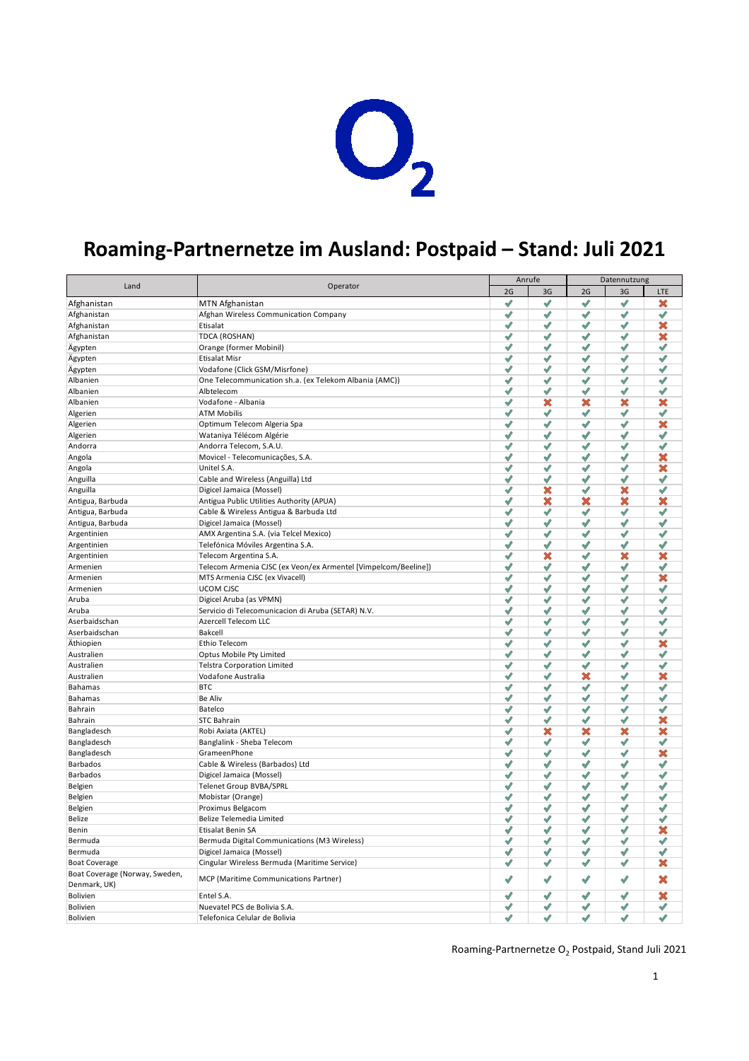# Roaming-Partnernetze im Ausland: Postpaid – Stand: Juli 2021

| Land | Operator | Anrufe | | Datennutzung | | |
|---|---|---|---|---|---|---|
| | | 2G | 3G | 2G | 3G | LTE |
| Afghanistan | MTN Afghanistan | ✔ | ✔ | ✔ | ✔ | ✖ |
| Afghanistan | Afghan Wireless Communication Company | ✔ | ✔ | ✔ | ✔ | ✔ |
| Afghanistan | Etisalat | ✔ | ✔ | ✔ | ✔ | ✖ |
| Afghanistan | TDCA (ROSHAN) | ✔ | ✔ | ✔ | ✔ | ✖ |
| Ägypten | Orange (former Mobinil) | ✔ | ✔ | ✔ | ✔ | ✔ |
| Ägypten | Etisalat Misr | ✔ | ✔ | ✔ | ✔ | ✔ |
| Ägypten | Vodafone (Click GSM/Misrfone) | ✔ | ✔ | ✔ | ✔ | ✔ |
| Albanien | One Telecommunication sh.a. (ex Telekom Albania (AMC)) | ✔ | ✔ | ✔ | ✔ | ✔ |
| Albanien | Albtelecom | ✔ | ✔ | ✔ | ✔ | ✔ |
| Albanien | Vodafone - Albania | ✔ | ✖ | ✖ | ✖ | ✖ |
| Algerien | ATM Mobilis | ✔ | ✔ | ✔ | ✔ | ✔ |
| Algerien | Optimum Telecom Algeria Spa | ✔ | ✔ | ✔ | ✔ | ✖ |
| Algerien | Wataniya Télécom Algérie | ✔ | ✔ | ✔ | ✔ | ✔ |
| Andorra | Andorra Telecom, S.A.U. | ✔ | ✔ | ✔ | ✔ | ✔ |
| Angola | Movicel - Telecomunicações, S.A. | ✔ | ✔ | ✔ | ✔ | ✖ |
| Angola | Unitel S.A. | ✔ | ✔ | ✔ | ✔ | ✖ |
| Anguilla | Cable and Wireless (Anguilla) Ltd | ✔ | ✔ | ✔ | ✔ | ✔ |
| Anguilla | Digicel Jamaica (Mossel) | ✔ | ✖ | ✔ | ✖ | ✔ |
| Antigua, Barbuda | Antigua Public Utilities Authority (APUA) | ✔ | ✖ | ✖ | ✖ | ✖ |
| Antigua, Barbuda | Cable & Wireless Antigua & Barbuda Ltd | ✔ | ✔ | ✔ | ✔ | ✔ |
| Antigua, Barbuda | Digicel Jamaica (Mossel) | ✔ | ✔ | ✔ | ✔ | ✔ |
| Argentinien | AMX Argentina S.A. (via Telcel Mexico) | ✔ | ✔ | ✔ | ✔ | ✔ |
| Argentinien | Telefónica Móviles Argentina S.A. | ✔ | ✔ | ✔ | ✔ | ✔ |
| Argentinien | Telecom Argentina S.A. | ✔ | ✖ | ✔ | ✖ | ✖ |
| Armenien | Telecom Armenia CJSC (ex Veon/ex Armentel [Vimpelcom/Beeline]) | ✔ | ✔ | ✔ | ✔ | ✔ |
| Armenien | MTS Armenia CJSC (ex Vivacell) | ✔ | ✔ | ✔ | ✔ | ✖ |
| Armenien | UCOM CJSC | ✔ | ✔ | ✔ | ✔ | ✔ |
| Aruba | Digicel Aruba (as VPMN) | ✔ | ✔ | ✔ | ✔ | ✔ |
| Aruba | Servicio di Telecomunicacion di Aruba (SETAR) N.V. | ✔ | ✔ | ✔ | ✔ | ✔ |
| Aserbaidschan | Azercell Telecom LLC | ✔ | ✔ | ✔ | ✔ | ✔ |
| Aserbaidschan | Bakcell | ✔ | ✔ | ✔ | ✔ | ✔ |
| Äthiopien | Ethio Telecom | ✔ | ✔ | ✔ | ✔ | ✖ |
| Australien | Optus Mobile Pty Limited | ✔ | ✔ | ✔ | ✔ | ✔ |
| Australien | Telstra Corporation Limited | ✔ | ✔ | ✔ | ✔ | ✔ |
| Australien | Vodafone Australia | ✔ | ✔ | ✖ | ✔ | ✖ |
| Bahamas | BTC | ✔ | ✔ | ✔ | ✔ | ✔ |
| Bahamas | Be Aliv | ✔ | ✔ | ✔ | ✔ | ✔ |
| Bahrain | Batelco | ✔ | ✔ | ✔ | ✔ | ✔ |
| Bahrain | STC Bahrain | ✔ | ✔ | ✔ | ✔ | ✖ |
| Bangladesch | Robi Axiata (AKTEL) | ✔ | ✖ | ✖ | ✖ | ✖ |
| Bangladesch | Banglalink - Sheba Telecom | ✔ | ✔ | ✔ | ✔ | ✔ |
| Bangladesch | GrameenPhone | ✔ | ✔ | ✔ | ✔ | ✖ |
| Barbados | Cable & Wireless (Barbados) Ltd | ✔ | ✔ | ✔ | ✔ | ✔ |
| Barbados | Digicel Jamaica (Mossel) | ✔ | ✔ | ✔ | ✔ | ✔ |
| Belgien | Telenet Group BVBA/SPRL | ✔ | ✔ | ✔ | ✔ | ✔ |
| Belgien | Mobistar (Orange) | ✔ | ✔ | ✔ | ✔ | ✔ |
| Belgien | Proximus Belgacom | ✔ | ✔ | ✔ | ✔ | ✔ |
| Belize | Belize Telemedia Limited | ✔ | ✔ | ✔ | ✔ | ✔ |
| Benin | Etisalat Benin SA | ✔ | ✔ | ✔ | ✔ | ✖ |
| Bermuda | Bermuda Digital Communications (M3 Wireless) | ✔ | ✔ | ✔ | ✔ | ✔ |
| Bermuda | Digicel Jamaica (Mossel) | ✔ | ✔ | ✔ | ✔ | ✔ |
| Boat Coverage | Cingular Wireless Bermuda (Maritime Service) | ✔ | ✔ | ✔ | ✔ | ✖ |
| Boat Coverage (Norway, Sweden, Denmark, UK) | MCP (Maritime Communications Partner) | ✔ | ✔ | ✔ | ✔ | ✖ |
| Bolivien | Entel S.A. | ✔ | ✔ | ✔ | ✔ | ✖ |
| Bolivien | Nuevatel PCS de Bolivia S.A. | ✔ | ✔ | ✔ | ✔ | ✔ |
| Bolivien | Telefonica Celular de Bolivia | ✔ | ✔ | ✔ | ✔ | ✔ |

Roaming-Partnernetze $O_2$ Postpaid, Stand Juli 2021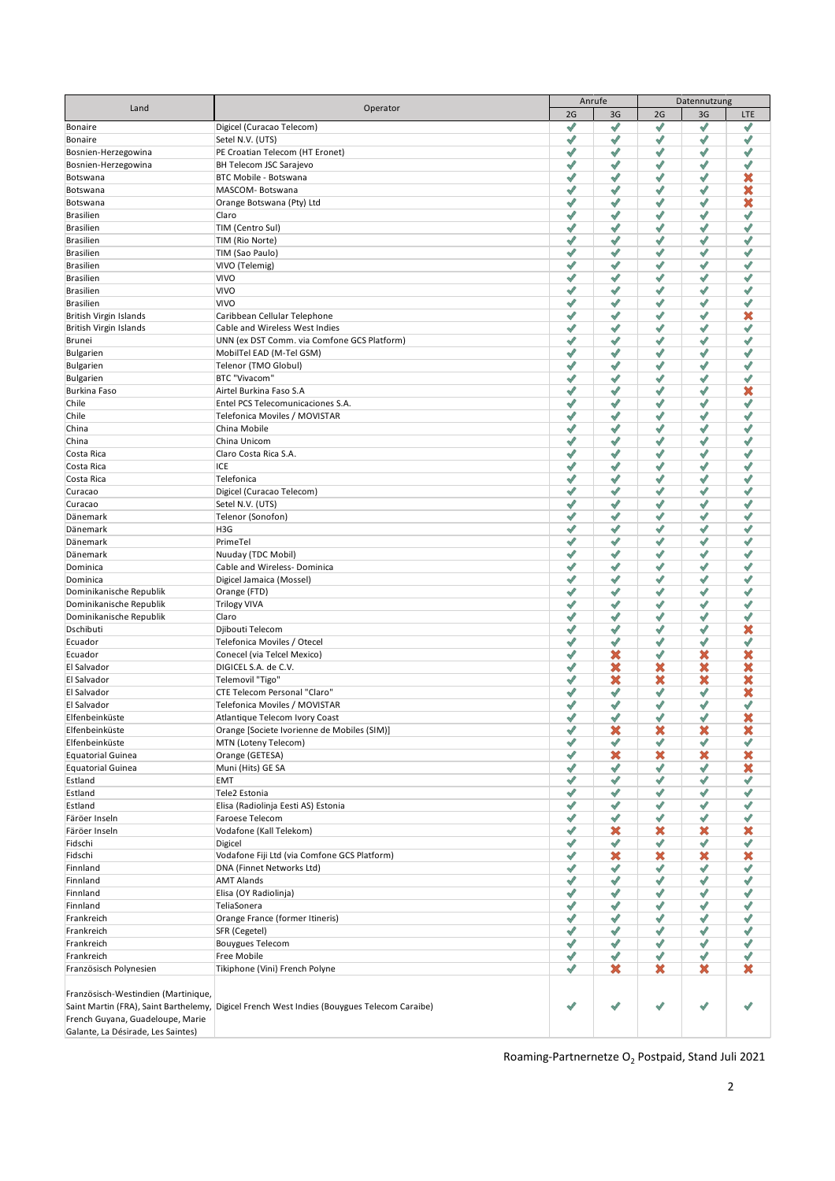| Land | Operator | Anrufe | | Datennutzung | | |
|---|---|---|---|---|---|---|
| | | 2G | 3G | 2G | 3G | LTE |
| Bonaire | Digicel (Curacao Telecom) | ✔ | ✔ | ✔ | ✔ | ✔ |
| Bonaire | Setel N.V. (UTS) | ✔ | ✔ | ✔ | ✔ | ✔ |
| Bosnien-Herzegowina | PE Croatian Telecom (HT Eronet) | ✔ | ✔ | ✔ | ✔ | ✔ |
| Bosnien-Herzegowina | BH Telecom JSC Sarajevo | ✔ | ✔ | ✔ | ✔ | ✔ |
| Botswana | BTC Mobile - Botswana | ✔ | ✔ | ✔ | ✔ | ✖ |
| Botswana | MASCOM- Botswana | ✔ | ✔ | ✔ | ✔ | ✖ |
| Botswana | Orange Botswana (Pty) Ltd | ✔ | ✔ | ✔ | ✔ | ✖ |
| Brasilien | Claro | ✔ | ✔ | ✔ | ✔ | ✔ |
| Brasilien | TIM (Centro Sul) | ✔ | ✔ | ✔ | ✔ | ✔ |
| Brasilien | TIM (Rio Norte) | ✔ | ✔ | ✔ | ✔ | ✔ |
| Brasilien | TIM (Sao Paulo) | ✔ | ✔ | ✔ | ✔ | ✔ |
| Brasilien | VIVO (Telemig) | ✔ | ✔ | ✔ | ✔ | ✔ |
| Brasilien | VIVO | ✔ | ✔ | ✔ | ✔ | ✔ |
| Brasilien | VIVO | ✔ | ✔ | ✔ | ✔ | ✔ |
| Brasilien | VIVO | ✔ | ✔ | ✔ | ✔ | ✔ |
| British Virgin Islands | Caribbean Cellular Telephone | ✔ | ✔ | ✔ | ✔ | ✖ |
| British Virgin Islands | Cable and Wireless West Indies | ✔ | ✔ | ✔ | ✔ | ✔ |
| Brunei | UNN (ex DST Comm. via Comfone GCS Platform) | ✔ | ✔ | ✔ | ✔ | ✔ |
| Bulgarien | MobilTel EAD (M-Tel GSM) | ✔ | ✔ | ✔ | ✔ | ✔ |
| Bulgarien | Telenor (TMO Globul) | ✔ | ✔ | ✔ | ✔ | ✔ |
| Bulgarien | BTC "Vivacom" | ✔ | ✔ | ✔ | ✔ | ✔ |
| Burkina Faso | Airtel Burkina Faso S.A | ✔ | ✔ | ✔ | ✔ | ✖ |
| Chile | Entel PCS Telecomunicaciones S.A. | ✔ | ✔ | ✔ | ✔ | ✔ |
| Chile | Telefonica Moviles / MOVISTAR | ✔ | ✔ | ✔ | ✔ | ✔ |
| China | China Mobile | ✔ | ✔ | ✔ | ✔ | ✔ |
| China | China Unicom | ✔ | ✔ | ✔ | ✔ | ✔ |
| Costa Rica | Claro Costa Rica S.A. | ✔ | ✔ | ✔ | ✔ | ✔ |
| Costa Rica | ICE | ✔ | ✔ | ✔ | ✔ | ✔ |
| Costa Rica | Telefonica | ✔ | ✔ | ✔ | ✔ | ✔ |
| Curacao | Digicel (Curacao Telecom) | ✔ | ✔ | ✔ | ✔ | ✔ |
| Curacao | Setel N.V. (UTS) | ✔ | ✔ | ✔ | ✔ | ✔ |
| Dänemark | Telenor (Sonofon) | ✔ | ✔ | ✔ | ✔ | ✔ |
| Dänemark | H3G | ✔ | ✔ | ✔ | ✔ | ✔ |
| Dänemark | PrimeTel | ✔ | ✔ | ✔ | ✔ | ✔ |
| Dänemark | Nuuday (TDC Mobil) | ✔ | ✔ | ✔ | ✔ | ✔ |
| Dominica | Cable and Wireless- Dominica | ✔ | ✔ | ✔ | ✔ | ✔ |
| Dominica | Digicel Jamaica (Mossel) | ✔ | ✔ | ✔ | ✔ | ✔ |
| Dominikanische Republik | Orange (FTD) | ✔ | ✔ | ✔ | ✔ | ✔ |
| Dominikanische Republik | Trilogy VIVA | ✔ | ✔ | ✔ | ✔ | ✔ |
| Dominikanische Republik | Claro | ✔ | ✔ | ✔ | ✔ | ✔ |
| Dschibuti | Djibouti Telecom | ✔ | ✔ | ✔ | ✔ | ✖ |
| Ecuador | Telefonica Moviles / Otecel | ✔ | ✔ | ✔ | ✔ | ✔ |
| Ecuador | Conecel (via Telcel Mexico) | ✔ | ✖ | ✔ | ✖ | ✖ |
| El Salvador | DIGICEL S.A. de C.V. | ✔ | ✖ | ✖ | ✖ | ✖ |
| El Salvador | Telemovil "Tigo" | ✔ | ✖ | ✖ | ✖ | ✖ |
| El Salvador | CTE Telecom Personal "Claro" | ✔ | ✔ | ✔ | ✔ | ✖ |
| El Salvador | Telefonica Moviles / MOVISTAR | ✔ | ✔ | ✔ | ✔ | ✔ |
| Elfenbeinküste | Atlantique Telecom Ivory Coast | ✔ | ✔ | ✔ | ✔ | ✖ |
| Elfenbeinküste | Orange [Societe Ivorienne de Mobiles (SIM)] | ✔ | ✖ | ✖ | ✖ | ✖ |
| Elfenbeinküste | MTN (Loteny Telecom) | ✔ | ✔ | ✔ | ✔ | ✔ |
| Equatorial Guinea | Orange (GETESA) | ✔ | ✖ | ✖ | ✖ | ✖ |
| Equatorial Guinea | Muni (Hits) GE SA | ✔ | ✔ | ✔ | ✔ | ✖ |
| Estland | EMT | ✔ | ✔ | ✔ | ✔ | ✔ |
| Estland | Tele2 Estonia | ✔ | ✔ | ✔ | ✔ | ✔ |
| Estland | Elisa (Radiolinja Eesti AS) Estonia | ✔ | ✔ | ✔ | ✔ | ✔ |
| Färöer Inseln | Faroese Telecom | ✔ | ✔ | ✔ | ✔ | ✔ |
| Färöer Inseln | Vodafone (Kall Telekom) | ✔ | ✖ | ✖ | ✖ | ✖ |
| Fidschi | Digicel | ✔ | ✔ | ✔ | ✔ | ✔ |
| Fidschi | Vodafone Fiji Ltd (via Comfone GCS Platform) | ✔ | ✖ | ✖ | ✖ | ✖ |
| Finnland | DNA (Finnet Networks Ltd) | ✔ | ✔ | ✔ | ✔ | ✔ |
| Finnland | AMT Alands | ✔ | ✔ | ✔ | ✔ | ✔ |
| Finnland | Elisa (OY Radiolinja) | ✔ | ✔ | ✔ | ✔ | ✔ |
| Finnland | TeliaSonera | ✔ | ✔ | ✔ | ✔ | ✔ |
| Frankreich | Orange France (former Itineris) | ✔ | ✔ | ✔ | ✔ | ✔ |
| Frankreich | SFR (Cegetel) | ✔ | ✔ | ✔ | ✔ | ✔ |
| Frankreich | Bouygues Telecom | ✔ | ✔ | ✔ | ✔ | ✔ |
| Frankreich | Free Mobile | ✔ | ✔ | ✔ | ✔ | ✔ |
| Französisch Polynesien | Tikiphone (Vini) French Polyne | ✔ | ✖ | ✖ | ✖ | ✖ |
| Französisch-Westindien (Martinique, Saint Martin (FRA), Saint Barthelemy, French Guyana, Guadeloupe, Marie Galante, La Désirade, Les Saintes) | Digicel French West Indies (Bouygues Telecom Caraibe) | ✔ | ✔ | ✔ | ✔ | ✔ |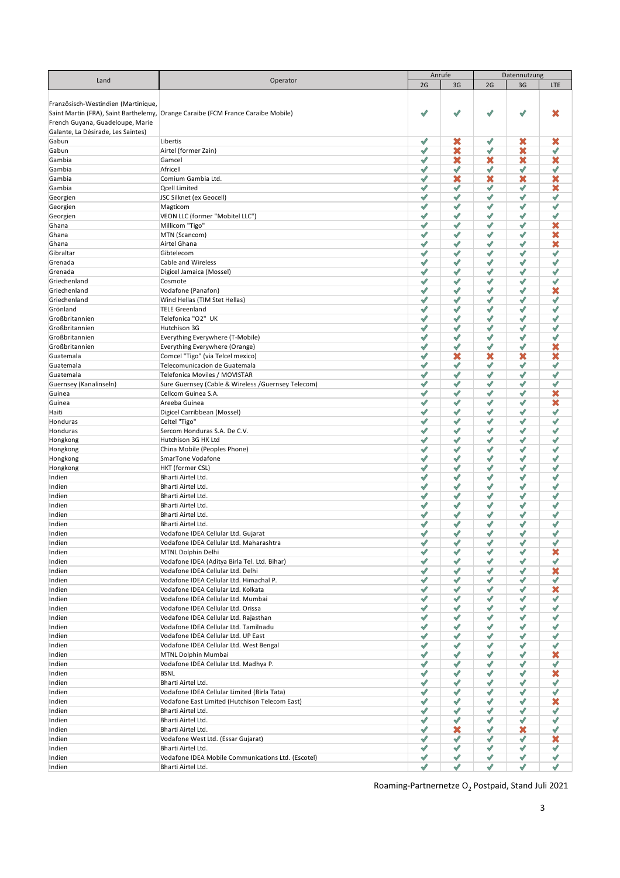| Land | Operator | Anrufe | | Datennutzung | | |
|---|---|---|---|---|---|---|
| | | 2G | 3G | 2G | 3G | LTE |
| Französisch-Westindien (Martinique, Saint Martin (FRA), Saint Barthelemy, French Guyana, Guadeloupe, Marie Galante, La Désirade, Les Saintes) | Orange Caraibe (FCM France Caraibe Mobile) | ✔ | ✔ | ✔ | ✔ | ✖ |
| Gabun | Libertis | ✔ | ✖ | ✔ | ✖ | ✖ |
| Gabun | Airtel (former Zain) | ✔ | ✖ | ✔ | ✖ | ✔ |
| Gambia | Gamcel | ✔ | ✖ | ✖ | ✖ | ✖ |
| Gambia | Africell | ✔ | ✔ | ✔ | ✔ | ✔ |
| Gambia | Comium Gambia Ltd. | ✔ | ✖ | ✖ | ✖ | ✖ |
| Gambia | Qcell Limited | ✔ | ✔ | ✔ | ✔ | ✖ |
| Georgien | JSC Silknet (ex Geocell) | ✔ | ✔ | ✔ | ✔ | ✔ |
| Georgien | Magticom | ✔ | ✔ | ✔ | ✔ | ✔ |
| Georgien | VEON LLC (former "Mobitel LLC") | ✔ | ✔ | ✔ | ✔ | ✔ |
| Ghana | Millicom "Tigo" | ✔ | ✔ | ✔ | ✔ | ✖ |
| Ghana | MTN (Scancom) | ✔ | ✔ | ✔ | ✔ | ✖ |
| Ghana | Airtel Ghana | ✔ | ✔ | ✔ | ✔ | ✖ |
| Gibraltar | Gibtelecom | ✔ | ✔ | ✔ | ✔ | ✔ |
| Grenada | Cable and Wireless | ✔ | ✔ | ✔ | ✔ | ✔ |
| Grenada | Digicel Jamaica (Mossel) | ✔ | ✔ | ✔ | ✔ | ✔ |
| Griechenland | Cosmote | ✔ | ✔ | ✔ | ✔ | ✔ |
| Griechenland | Vodafone (Panafon) | ✔ | ✔ | ✔ | ✔ | ✖ |
| Griechenland | Wind Hellas (TIM Stet Hellas) | ✔ | ✔ | ✔ | ✔ | ✔ |
| Grönland | TELE Greenland | ✔ | ✔ | ✔ | ✔ | ✔ |
| Großbritannien | Telefonica "O2" UK | ✔ | ✔ | ✔ | ✔ | ✔ |
| Großbritannien | Hutchison 3G | ✔ | ✔ | ✔ | ✔ | ✔ |
| Großbritannien | Everything Everywhere (T-Mobile) | ✔ | ✔ | ✔ | ✔ | ✔ |
| Großbritannien | Everything Everywhere (Orange) | ✔ | ✔ | ✔ | ✔ | ✖ |
| Guatemala | Comcel "Tigo" (via Telcel mexico) | ✔ | ✖ | ✖ | ✖ | ✖ |
| Guatemala | Telecomunicacion de Guatemala | ✔ | ✔ | ✔ | ✔ | ✔ |
| Guatemala | Telefonica Moviles / MOVISTAR | ✔ | ✔ | ✔ | ✔ | ✔ |
| Guernsey (Kanalinseln) | Sure Guernsey (Cable & Wireless /Guernsey Telecom) | ✔ | ✔ | ✔ | ✔ | ✔ |
| Guinea | Cellcom Guinea S.A. | ✔ | ✔ | ✔ | ✔ | ✖ |
| Guinea | Areeba Guinea | ✔ | ✔ | ✔ | ✔ | ✖ |
| Haiti | Digicel Carribbean (Mossel) | ✔ | ✔ | ✔ | ✔ | ✔ |
| Honduras | Celtel "Tigo" | ✔ | ✔ | ✔ | ✔ | ✔ |
| Honduras | Sercom Honduras S.A. De C.V. | ✔ | ✔ | ✔ | ✔ | ✔ |
| Hongkong | Hutchison 3G HK Ltd | ✔ | ✔ | ✔ | ✔ | ✔ |
| Hongkong | China Mobile (Peoples Phone) | ✔ | ✔ | ✔ | ✔ | ✔ |
| Hongkong | SmarTone Vodafone | ✔ | ✔ | ✔ | ✔ | ✔ |
| Hongkong | HKT (former CSL) | ✔ | ✔ | ✔ | ✔ | ✔ |
| Indien | Bharti Airtel Ltd. | ✔ | ✔ | ✔ | ✔ | ✔ |
| Indien | Bharti Airtel Ltd. | ✔ | ✔ | ✔ | ✔ | ✔ |
| Indien | Bharti Airtel Ltd. | ✔ | ✔ | ✔ | ✔ | ✔ |
| Indien | Bharti Airtel Ltd. | ✔ | ✔ | ✔ | ✔ | ✔ |
| Indien | Bharti Airtel Ltd. | ✔ | ✔ | ✔ | ✔ | ✔ |
| Indien | Bharti Airtel Ltd. | ✔ | ✔ | ✔ | ✔ | ✔ |
| Indien | Vodafone IDEA Cellular Ltd. Gujarat | ✔ | ✔ | ✔ | ✔ | ✔ |
| Indien | Vodafone IDEA Cellular Ltd. Maharashtra | ✔ | ✔ | ✔ | ✔ | ✔ |
| Indien | MTNL Dolphin Delhi | ✔ | ✔ | ✔ | ✔ | ✖ |
| Indien | Vodafone IDEA (Aditya Birla Tel. Ltd. Bihar) | ✔ | ✔ | ✔ | ✔ | ✔ |
| Indien | Vodafone IDEA Cellular Ltd. Delhi | ✔ | ✔ | ✔ | ✔ | ✖ |
| Indien | Vodafone IDEA Cellular Ltd. Himachal P. | ✔ | ✔ | ✔ | ✔ | ✔ |
| Indien | Vodafone IDEA Cellular Ltd. Kolkata | ✔ | ✔ | ✔ | ✔ | ✖ |
| Indien | Vodafone IDEA Cellular Ltd. Mumbai | ✔ | ✔ | ✔ | ✔ | ✔ |
| Indien | Vodafone IDEA Cellular Ltd. Orissa | ✔ | ✔ | ✔ | ✔ | ✔ |
| Indien | Vodafone IDEA Cellular Ltd. Rajasthan | ✔ | ✔ | ✔ | ✔ | ✔ |
| Indien | Vodafone IDEA Cellular Ltd. Tamilnadu | ✔ | ✔ | ✔ | ✔ | ✔ |
| Indien | Vodafone IDEA Cellular Ltd. UP East | ✔ | ✔ | ✔ | ✔ | ✔ |
| Indien | Vodafone IDEA Cellular Ltd. West Bengal | ✔ | ✔ | ✔ | ✔ | ✔ |
| Indien | MTNL Dolphin Mumbai | ✔ | ✔ | ✔ | ✔ | ✖ |
| Indien | Vodafone IDEA Cellular Ltd. Madhya P. | ✔ | ✔ | ✔ | ✔ | ✔ |
| Indien | BSNL | ✔ | ✔ | ✔ | ✔ | ✖ |
| Indien | Bharti Airtel Ltd. | ✔ | ✔ | ✔ | ✔ | ✔ |
| Indien | Vodafone IDEA Cellular Limited (Birla Tata) | ✔ | ✔ | ✔ | ✔ | ✔ |
| Indien | Vodafone East Limited (Hutchison Telecom East) | ✔ | ✔ | ✔ | ✔ | ✖ |
| Indien | Bharti Airtel Ltd. | ✔ | ✔ | ✔ | ✔ | ✔ |
| Indien | Bharti Airtel Ltd. | ✔ | ✔ | ✔ | ✔ | ✔ |
| Indien | Bharti Airtel Ltd. | ✔ | ✖ | ✔ | ✖ | ✔ |
| Indien | Vodafone West Ltd. (Essar Gujarat) | ✔ | ✔ | ✔ | ✔ | ✖ |
| Indien | Bharti Airtel Ltd. | ✔ | ✔ | ✔ | ✔ | ✔ |
| Indien | Vodafone IDEA Mobile Communications Ltd. (Escotel) | ✔ | ✔ | ✔ | ✔ | ✔ |
| Indien | Bharti Airtel Ltd. | ✔ | ✔ | ✔ | ✔ | ✔ |

Roaming-Partnernetze $O_2$ Postpaid, Stand Juli 2021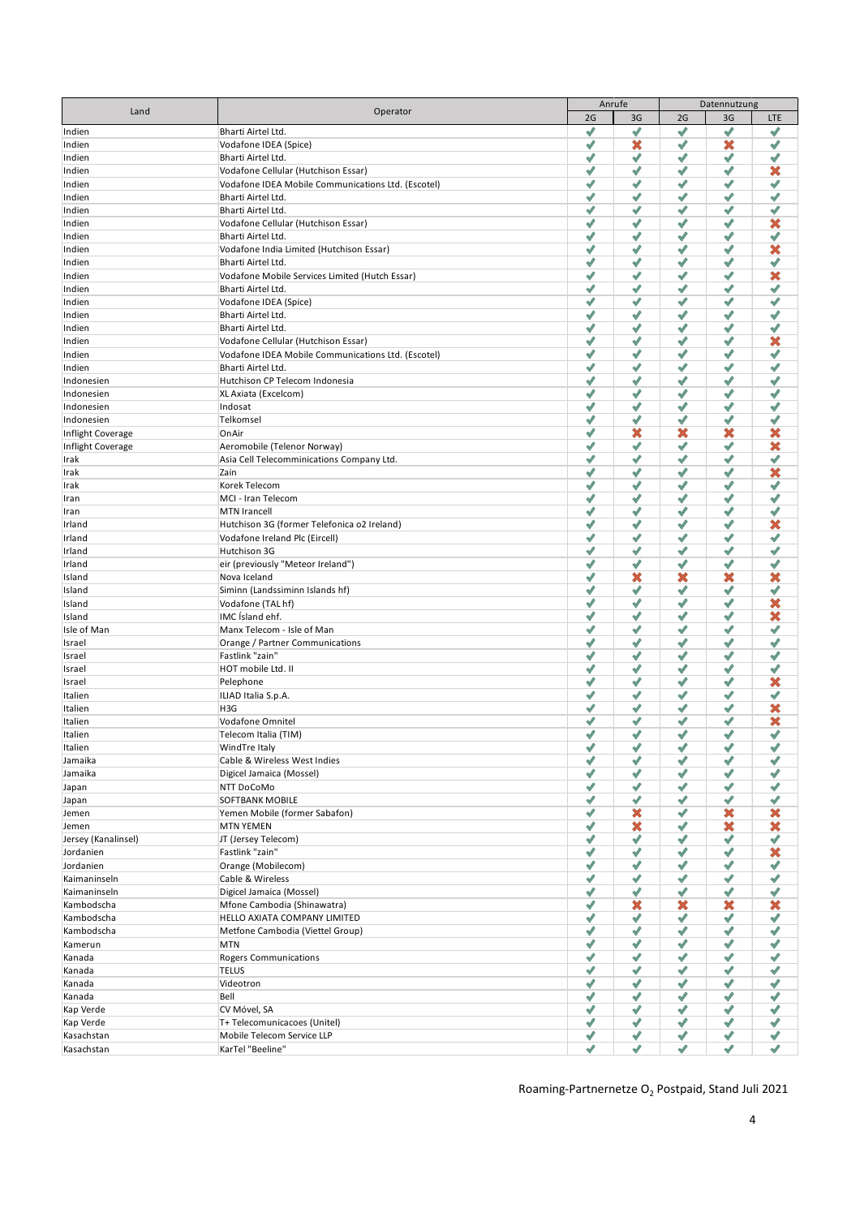| Land | Operator | Anrufe | | Datennutzung | | |
|---|---|---|---|---|---|---|
| | | 2G | 3G | 2G | 3G | LTE |
| Indien | Bharti Airtel Ltd. | ✔ | ✔ | ✔ | ✔ | ✔ |
| Indien | Vodafone IDEA (Spice) | ✔ | ✖ | ✔ | ✖ | ✔ |
| Indien | Bharti Airtel Ltd. | ✔ | ✔ | ✔ | ✔ | ✔ |
| Indien | Vodafone Cellular (Hutchison Essar) | ✔ | ✔ | ✔ | ✔ | ✖ |
| Indien | Vodafone IDEA Mobile Communications Ltd. (Escotel) | ✔ | ✔ | ✔ | ✔ | ✔ |
| Indien | Bharti Airtel Ltd. | ✔ | ✔ | ✔ | ✔ | ✔ |
| Indien | Bharti Airtel Ltd. | ✔ | ✔ | ✔ | ✔ | ✔ |
| Indien | Vodafone Cellular (Hutchison Essar) | ✔ | ✔ | ✔ | ✔ | ✖ |
| Indien | Bharti Airtel Ltd. | ✔ | ✔ | ✔ | ✔ | ✔ |
| Indien | Vodafone India Limited (Hutchison Essar) | ✔ | ✔ | ✔ | ✔ | ✖ |
| Indien | Bharti Airtel Ltd. | ✔ | ✔ | ✔ | ✔ | ✔ |
| Indien | Vodafone Mobile Services Limited (Hutch Essar) | ✔ | ✔ | ✔ | ✔ | ✖ |
| Indien | Bharti Airtel Ltd. | ✔ | ✔ | ✔ | ✔ | ✔ |
| Indien | Vodafone IDEA (Spice) | ✔ | ✔ | ✔ | ✔ | ✔ |
| Indien | Bharti Airtel Ltd. | ✔ | ✔ | ✔ | ✔ | ✔ |
| Indien | Bharti Airtel Ltd. | ✔ | ✔ | ✔ | ✔ | ✔ |
| Indien | Vodafone Cellular (Hutchison Essar) | ✔ | ✔ | ✔ | ✔ | ✖ |
| Indien | Vodafone IDEA Mobile Communications Ltd. (Escotel) | ✔ | ✔ | ✔ | ✔ | ✔ |
| Indien | Bharti Airtel Ltd. | ✔ | ✔ | ✔ | ✔ | ✔ |
| Indonesien | Hutchison CP Telecom Indonesia | ✔ | ✔ | ✔ | ✔ | ✔ |
| Indonesien | XL Axiata (Excelcom) | ✔ | ✔ | ✔ | ✔ | ✔ |
| Indonesien | Indosat | ✔ | ✔ | ✔ | ✔ | ✔ |
| Indonesien | Telkomsel | ✔ | ✔ | ✔ | ✔ | ✔ |
| Inflight Coverage | OnAir | ✔ | ✖ | ✖ | ✖ | ✖ |
| Inflight Coverage | Aeromobile (Telenor Norway) | ✔ | ✔ | ✔ | ✔ | ✖ |
| Irak | Asia Cell Telecomminications Company Ltd. | ✔ | ✔ | ✔ | ✔ | ✔ |
| Irak | Zain | ✔ | ✔ | ✔ | ✔ | ✖ |
| Irak | Korek Telecom | ✔ | ✔ | ✔ | ✔ | ✔ |
| Iran | MCI - Iran Telecom | ✔ | ✔ | ✔ | ✔ | ✔ |
| Iran | MTN Irancell | ✔ | ✔ | ✔ | ✔ | ✔ |
| Irland | Hutchison 3G (former Telefonica o2 Ireland) | ✔ | ✔ | ✔ | ✔ | ✖ |
| Irland | Vodafone Ireland Plc (Eircell) | ✔ | ✔ | ✔ | ✔ | ✔ |
| Irland | Hutchison 3G | ✔ | ✔ | ✔ | ✔ | ✔ |
| Irland | eir (previously "Meteor Ireland") | ✔ | ✔ | ✔ | ✔ | ✔ |
| Island | Nova Iceland | ✔ | ✖ | ✖ | ✖ | ✖ |
| Island | Siminn (Landssiminn Islands hf) | ✔ | ✔ | ✔ | ✔ | ✔ |
| Island | Vodafone (TAL hf) | ✔ | ✔ | ✔ | ✔ | ✖ |
| Island | IMC Ísland ehf. | ✔ | ✔ | ✔ | ✔ | ✖ |
| Isle of Man | Manx Telecom - Isle of Man | ✔ | ✔ | ✔ | ✔ | ✔ |
| Israel | Orange / Partner Communications | ✔ | ✔ | ✔ | ✔ | ✔ |
| Israel | Fastlink "zain" | ✔ | ✔ | ✔ | ✔ | ✔ |
| Israel | HOT mobile Ltd. II | ✔ | ✔ | ✔ | ✔ | ✔ |
| Israel | Pelephone | ✔ | ✔ | ✔ | ✔ | ✖ |
| Italien | ILIAD Italia S.p.A. | ✔ | ✔ | ✔ | ✔ | ✔ |
| Italien | H3G | ✔ | ✔ | ✔ | ✔ | ✖ |
| Italien | Vodafone Omnitel | ✔ | ✔ | ✔ | ✔ | ✖ |
| Italien | Telecom Italia (TIM) | ✔ | ✔ | ✔ | ✔ | ✔ |
| Italien | WindTre Italy | ✔ | ✔ | ✔ | ✔ | ✔ |
| Jamaika | Cable & Wireless West Indies | ✔ | ✔ | ✔ | ✔ | ✔ |
| Jamaika | Digicel Jamaica (Mossel) | ✔ | ✔ | ✔ | ✔ | ✔ |
| Japan | NTT DoCoMo | ✔ | ✔ | ✔ | ✔ | ✔ |
| Japan | SOFTBANK MOBILE | ✔ | ✔ | ✔ | ✔ | ✔ |
| Jemen | Yemen Mobile (former Sabafon) | ✔ | ✖ | ✔ | ✖ | ✖ |
| Jemen | MTN YEMEN | ✔ | ✖ | ✔ | ✖ | ✖ |
| Jersey (Kanalinsel) | JT (Jersey Telecom) | ✔ | ✔ | ✔ | ✔ | ✔ |
| Jordanien | Fastlink "zain" | ✔ | ✔ | ✔ | ✔ | ✖ |
| Jordanien | Orange (Mobilecom) | ✔ | ✔ | ✔ | ✔ | ✔ |
| Kaimaninseln | Cable & Wireless | ✔ | ✔ | ✔ | ✔ | ✔ |
| Kaimaninseln | Digicel Jamaica (Mossel) | ✔ | ✔ | ✔ | ✔ | ✔ |
| Kambodscha | Mfone Cambodia (Shinawatra) | ✔ | ✖ | ✖ | ✖ | ✖ |
| Kambodscha | HELLO AXIATA COMPANY LIMITED | ✔ | ✔ | ✔ | ✔ | ✔ |
| Kambodscha | Metfone Cambodia (Viettel Group) | ✔ | ✔ | ✔ | ✔ | ✔ |
| Kamerun | MTN | ✔ | ✔ | ✔ | ✔ | ✔ |
| Kanada | Rogers Communications | ✔ | ✔ | ✔ | ✔ | ✔ |
| Kanada | TELUS | ✔ | ✔ | ✔ | ✔ | ✔ |
| Kanada | Videotron | ✔ | ✔ | ✔ | ✔ | ✔ |
| Kanada | Bell | ✔ | ✔ | ✔ | ✔ | ✔ |
| Kap Verde | CV Móvel, SA | ✔ | ✔ | ✔ | ✔ | ✔ |
| Kap Verde | T+ Telecomunicacoes (Unitel) | ✔ | ✔ | ✔ | ✔ | ✔ |
| Kasachstan | Mobile Telecom Service LLP | ✔ | ✔ | ✔ | ✔ | ✔ |
| Kasachstan | KarTel "Beeline" | ✔ | ✔ | ✔ | ✔ | ✔ |

Roaming-Partnernetze $O_2$ Postpaid, Stand Juli 2021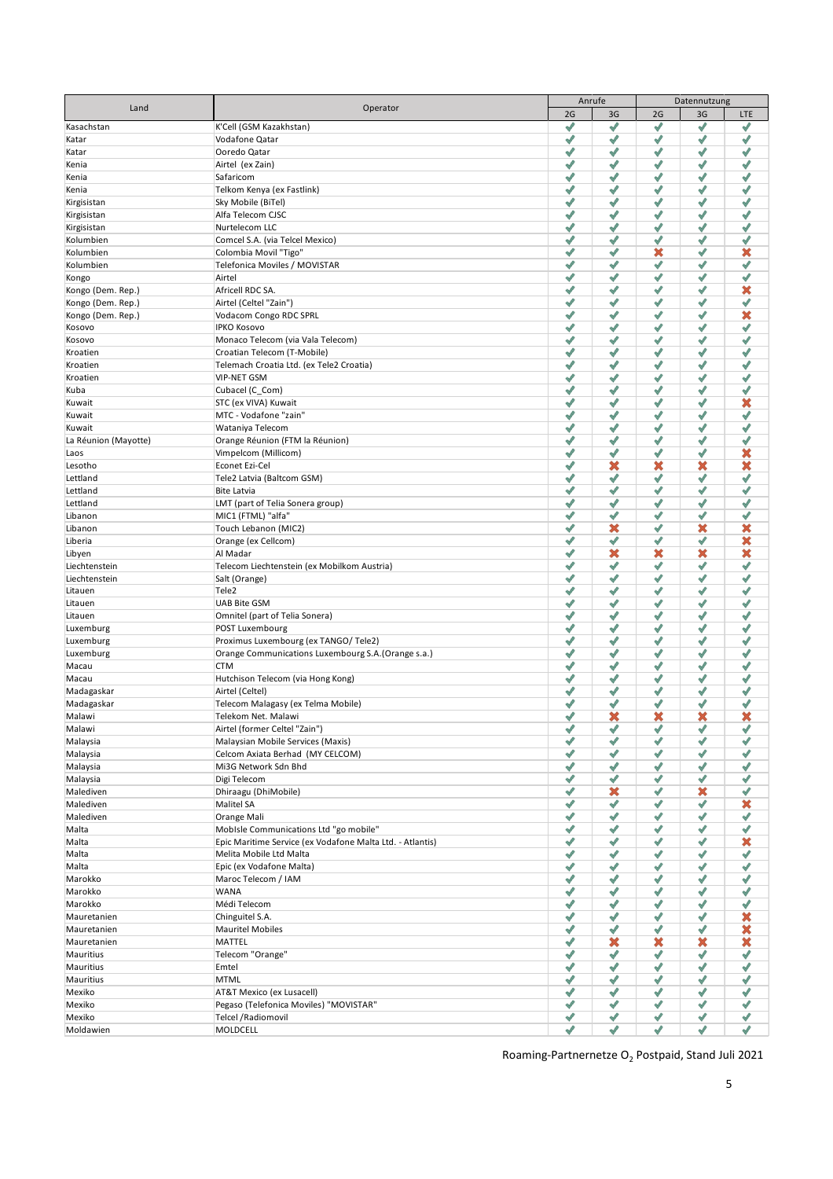| Land | Operator | Anrufe | | Datennutzung | | |
|---|---|---|---|---|---|---|
| | | 2G | 3G | 2G | 3G | LTE |
| Kasachstan | K'Cell (GSM Kazakhstan) | ✔ | ✔ | ✔ | ✔ | ✔ |
| Katar | Vodafone Qatar | ✔ | ✔ | ✔ | ✔ | ✔ |
| Katar | Ooredo Qatar | ✔ | ✔ | ✔ | ✔ | ✔ |
| Kenia | Airtel (ex Zain) | ✔ | ✔ | ✔ | ✔ | ✔ |
| Kenia | Safaricom | ✔ | ✔ | ✔ | ✔ | ✔ |
| Kenia | Telkom Kenya (ex Fastlink) | ✔ | ✔ | ✔ | ✔ | ✔ |
| Kirgisistan | Sky Mobile (BiTel) | ✔ | ✔ | ✔ | ✔ | ✔ |
| Kirgisistan | Alfa Telecom CJSC | ✔ | ✔ | ✔ | ✔ | ✔ |
| Kirgisistan | Nurtelecom LLC | ✔ | ✔ | ✔ | ✔ | ✔ |
| Kolumbien | Comcel S.A. (via Telcel Mexico) | ✔ | ✔ | ✔ | ✔ | ✔ |
| Kolumbien | Colombia Movil "Tigo" | ✔ | ✔ | ✖ | ✔ | ✖ |
| Kolumbien | Telefonica Moviles / MOVISTAR | ✔ | ✔ | ✔ | ✔ | ✔ |
| Kongo | Airtel | ✔ | ✔ | ✔ | ✔ | ✔ |
| Kongo (Dem. Rep.) | Africell RDC SA. | ✔ | ✔ | ✔ | ✔ | ✖ |
| Kongo (Dem. Rep.) | Airtel (Celtel "Zain") | ✔ | ✔ | ✔ | ✔ | ✔ |
| Kongo (Dem. Rep.) | Vodacom Congo RDC SPRL | ✔ | ✔ | ✔ | ✔ | ✖ |
| Kosovo | IPKO Kosovo | ✔ | ✔ | ✔ | ✔ | ✔ |
| Kosovo | Monaco Telecom (via Vala Telecom) | ✔ | ✔ | ✔ | ✔ | ✔ |
| Kroatien | Croatian Telecom (T-Mobile) | ✔ | ✔ | ✔ | ✔ | ✔ |
| Kroatien | Telemach Croatia Ltd. (ex Tele2 Croatia) | ✔ | ✔ | ✔ | ✔ | ✔ |
| Kroatien | VIP-NET GSM | ✔ | ✔ | ✔ | ✔ | ✔ |
| Kuba | Cubacel (C_Com) | ✔ | ✔ | ✔ | ✔ | ✔ |
| Kuwait | STC (ex VIVA) Kuwait | ✔ | ✔ | ✔ | ✔ | ✖ |
| Kuwait | MTC - Vodafone "zain" | ✔ | ✔ | ✔ | ✔ | ✔ |
| Kuwait | Wataniya Telecom | ✔ | ✔ | ✔ | ✔ | ✔ |
| La Réunion (Mayotte) | Orange Réunion (FTM la Réunion) | ✔ | ✔ | ✔ | ✔ | ✔ |
| Laos | Vimpelcom (Millicom) | ✔ | ✔ | ✔ | ✔ | ✖ |
| Lesotho | Econet Ezi-Cel | ✔ | ✖ | ✖ | ✖ | ✖ |
| Lettland | Tele2 Latvia (Baltcom GSM) | ✔ | ✔ | ✔ | ✔ | ✔ |
| Lettland | Bite Latvia | ✔ | ✔ | ✔ | ✔ | ✔ |
| Lettland | LMT (part of Telia Sonera group) | ✔ | ✔ | ✔ | ✔ | ✔ |
| Libanon | MIC1 (FTML) "alfa" | ✔ | ✔ | ✔ | ✔ | ✔ |
| Libanon | Touch Lebanon (MIC2) | ✔ | ✖ | ✔ | ✖ | ✖ |
| Liberia | Orange (ex Cellcom) | ✔ | ✔ | ✔ | ✔ | ✖ |
| Libyen | Al Madar | ✔ | ✖ | ✖ | ✖ | ✖ |
| Liechtenstein | Telecom Liechtenstein (ex Mobilkom Austria) | ✔ | ✔ | ✔ | ✔ | ✔ |
| Liechtenstein | Salt (Orange) | ✔ | ✔ | ✔ | ✔ | ✔ |
| Litauen | Tele2 | ✔ | ✔ | ✔ | ✔ | ✔ |
| Litauen | UAB Bite GSM | ✔ | ✔ | ✔ | ✔ | ✔ |
| Litauen | Omnitel (part of Telia Sonera) | ✔ | ✔ | ✔ | ✔ | ✔ |
| Luxemburg | POST Luxembourg | ✔ | ✔ | ✔ | ✔ | ✔ |
| Luxemburg | Proximus Luxembourg (ex TANGO/ Tele2) | ✔ | ✔ | ✔ | ✔ | ✔ |
| Luxemburg | Orange Communications Luxembourg S.A.(Orange s.a.) | ✔ | ✔ | ✔ | ✔ | ✔ |
| Macau | CTM | ✔ | ✔ | ✔ | ✔ | ✔ |
| Macau | Hutchison Telecom (via Hong Kong) | ✔ | ✔ | ✔ | ✔ | ✔ |
| Madagaskar | Airtel (Celtel) | ✔ | ✔ | ✔ | ✔ | ✔ |
| Madagaskar | Telecom Malagasy (ex Telma Mobile) | ✔ | ✔ | ✔ | ✔ | ✔ |
| Malawi | Telekom Net. Malawi | ✔ | ✖ | ✖ | ✖ | ✖ |
| Malawi | Airtel (former Celtel "Zain") | ✔ | ✔ | ✔ | ✔ | ✔ |
| Malaysia | Malaysian Mobile Services (Maxis) | ✔ | ✔ | ✔ | ✔ | ✔ |
| Malaysia | Celcom Axiata Berhad (MY CELCOM) | ✔ | ✔ | ✔ | ✔ | ✔ |
| Malaysia | Mi3G Network Sdn Bhd | ✔ | ✔ | ✔ | ✔ | ✔ |
| Malaysia | Digi Telecom | ✔ | ✔ | ✔ | ✔ | ✔ |
| Malediven | Dhiraagu (DhiMobile) | ✔ | ✖ | ✔ | ✖ | ✔ |
| Malediven | Malitel SA | ✔ | ✔ | ✔ | ✔ | ✖ |
| Malediven | Orange Mali | ✔ | ✔ | ✔ | ✔ | ✔ |
| Malta | MobIsle Communications Ltd "go mobile" | ✔ | ✔ | ✔ | ✔ | ✔ |
| Malta | Epic Maritime Service (ex Vodafone Malta Ltd. - Atlantis) | ✔ | ✔ | ✔ | ✔ | ✖ |
| Malta | Melita Mobile Ltd Malta | ✔ | ✔ | ✔ | ✔ | ✔ |
| Malta | Epic (ex Vodafone Malta) | ✔ | ✔ | ✔ | ✔ | ✔ |
| Marokko | Maroc Telecom / IAM | ✔ | ✔ | ✔ | ✔ | ✔ |
| Marokko | WANA | ✔ | ✔ | ✔ | ✔ | ✔ |
| Marokko | Médi Telecom | ✔ | ✔ | ✔ | ✔ | ✔ |
| Mauretanien | Chinguitel S.A. | ✔ | ✔ | ✔ | ✔ | ✖ |
| Mauretanien | Mauritel Mobiles | ✔ | ✔ | ✔ | ✔ | ✖ |
| Mauretanien | MATTEL | ✔ | ✖ | ✖ | ✖ | ✖ |
| Mauritius | Telecom "Orange" | ✔ | ✔ | ✔ | ✔ | ✔ |
| Mauritius | Emtel | ✔ | ✔ | ✔ | ✔ | ✔ |
| Mauritius | MTML | ✔ | ✔ | ✔ | ✔ | ✔ |
| Mexiko | AT&T Mexico (ex Lusacell) | ✔ | ✔ | ✔ | ✔ | ✔ |
| Mexiko | Pegaso (Telefonica Moviles) "MOVISTAR" | ✔ | ✔ | ✔ | ✔ | ✔ |
| Mexiko | Telcel /Radiomovil | ✔ | ✔ | ✔ | ✔ | ✔ |
| Moldawien | MOLDCELL | ✔ | ✔ | ✔ | ✔ | ✔ |

Roaming-Partnernetze $O_2$ Postpaid, Stand Juli 2021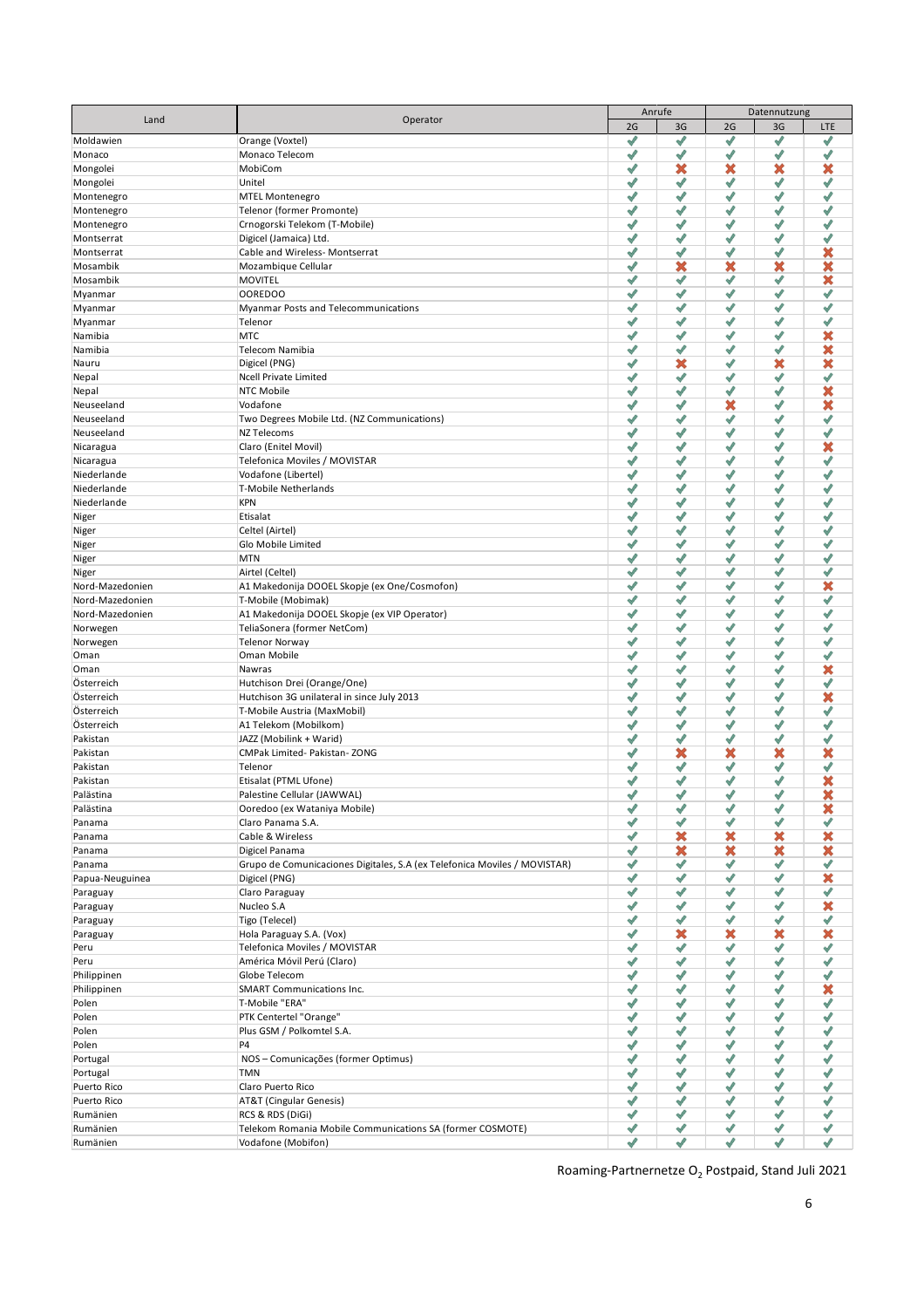| Land | Operator | Anrufe | | Datennutzung | | |
|---|---|---|---|---|---|---|
| | | 2G | 3G | 2G | 3G | LTE |
| Moldawien | Orange (Voxtel) | ✔ | ✔ | ✔ | ✔ | ✔ |
| Monaco | Monaco Telecom | ✔ | ✔ | ✔ | ✔ | ✔ |
| Mongolei | MobiCom | ✔ | ✖ | ✖ | ✖ | ✖ |
| Mongolei | Unitel | ✔ | ✔ | ✔ | ✔ | ✔ |
| Montenegro | MTEL Montenegro | ✔ | ✔ | ✔ | ✔ | ✔ |
| Montenegro | Telenor (former Promonte) | ✔ | ✔ | ✔ | ✔ | ✔ |
| Montenegro | Crnogorski Telekom (T-Mobile) | ✔ | ✔ | ✔ | ✔ | ✔ |
| Montserrat | Digicel (Jamaica) Ltd. | ✔ | ✔ | ✔ | ✔ | ✔ |
| Montserrat | Cable and Wireless- Montserrat | ✔ | ✔ | ✔ | ✔ | ✖ |
| Mosambik | Mozambique Cellular | ✔ | ✖ | ✖ | ✖ | ✖ |
| Mosambik | MOVITEL | ✔ | ✔ | ✔ | ✔ | ✖ |
| Myanmar | OOREDOO | ✔ | ✔ | ✔ | ✔ | ✔ |
| Myanmar | Myanmar Posts and Telecommunications | ✔ | ✔ | ✔ | ✔ | ✔ |
| Myanmar | Telenor | ✔ | ✔ | ✔ | ✔ | ✔ |
| Namibia | MTC | ✔ | ✔ | ✔ | ✔ | ✖ |
| Namibia | Telecom Namibia | ✔ | ✔ | ✔ | ✔ | ✖ |
| Nauru | Digicel (PNG) | ✔ | ✖ | ✔ | ✖ | ✖ |
| Nepal | Ncell Private Limited | ✔ | ✔ | ✔ | ✔ | ✔ |
| Nepal | NTC Mobile | ✔ | ✔ | ✔ | ✔ | ✖ |
| Neuseeland | Vodafone | ✔ | ✔ | ✖ | ✔ | ✖ |
| Neuseeland | Two Degrees Mobile Ltd. (NZ Communications) | ✔ | ✔ | ✔ | ✔ | ✔ |
| Neuseeland | NZ Telecoms | ✔ | ✔ | ✔ | ✔ | ✔ |
| Nicaragua | Claro (Enitel Movil) | ✔ | ✔ | ✔ | ✔ | ✖ |
| Nicaragua | Telefonica Moviles / MOVISTAR | ✔ | ✔ | ✔ | ✔ | ✔ |
| Niederlande | Vodafone (Libertel) | ✔ | ✔ | ✔ | ✔ | ✔ |
| Niederlande | T-Mobile Netherlands | ✔ | ✔ | ✔ | ✔ | ✔ |
| Niederlande | KPN | ✔ | ✔ | ✔ | ✔ | ✔ |
| Niger | Etisalat | ✔ | ✔ | ✔ | ✔ | ✔ |
| Niger | Celtel (Airtel) | ✔ | ✔ | ✔ | ✔ | ✔ |
| Niger | Glo Mobile Limited | ✔ | ✔ | ✔ | ✔ | ✔ |
| Niger | MTN | ✔ | ✔ | ✔ | ✔ | ✔ |
| Niger | Airtel (Celtel) | ✔ | ✔ | ✔ | ✔ | ✔ |
| Nord-Mazedonien | A1 Makedonija DOOEL Skopje (ex One/Cosmofon) | ✔ | ✔ | ✔ | ✔ | ✖ |
| Nord-Mazedonien | T-Mobile (Mobimak) | ✔ | ✔ | ✔ | ✔ | ✔ |
| Nord-Mazedonien | A1 Makedonija DOOEL Skopje (ex VIP Operator) | ✔ | ✔ | ✔ | ✔ | ✔ |
| Norwegen | TeliaSonera (former NetCom) | ✔ | ✔ | ✔ | ✔ | ✔ |
| Norwegen | Telenor Norway | ✔ | ✔ | ✔ | ✔ | ✔ |
| Oman | Oman Mobile | ✔ | ✔ | ✔ | ✔ | ✔ |
| Oman | Nawras | ✔ | ✔ | ✔ | ✔ | ✖ |
| Österreich | Hutchison Drei (Orange/One) | ✔ | ✔ | ✔ | ✔ | ✔ |
| Österreich | Hutchison 3G unilateral in since July 2013 | ✔ | ✔ | ✔ | ✔ | ✖ |
| Österreich | T-Mobile Austria (MaxMobil) | ✔ | ✔ | ✔ | ✔ | ✔ |
| Österreich | A1 Telekom (Mobilkom) | ✔ | ✔ | ✔ | ✔ | ✔ |
| Pakistan | JAZZ (Mobilink + Warid) | ✔ | ✔ | ✔ | ✔ | ✔ |
| Pakistan | CMPak Limited- Pakistan- ZONG | ✔ | ✖ | ✖ | ✖ | ✖ |
| Pakistan | Telenor | ✔ | ✔ | ✔ | ✔ | ✔ |
| Pakistan | Etisalat (PTML Ufone) | ✔ | ✔ | ✔ | ✔ | ✖ |
| Palästina | Palestine Cellular (JAWWAL) | ✔ | ✔ | ✔ | ✔ | ✖ |
| Palästina | Ooredoo (ex Wataniya Mobile) | ✔ | ✔ | ✔ | ✔ | ✖ |
| Panama | Claro Panama S.A. | ✔ | ✔ | ✔ | ✔ | ✔ |
| Panama | Cable & Wireless | ✔ | ✖ | ✖ | ✖ | ✖ |
| Panama | Digicel Panama | ✔ | ✖ | ✖ | ✖ | ✖ |
| Panama | Grupo de Comunicaciones Digitales, S.A (ex Telefonica Moviles / MOVISTAR) | ✔ | ✔ | ✔ | ✔ | ✔ |
| Papua-Neuguinea | Digicel (PNG) | ✔ | ✔ | ✔ | ✔ | ✖ |
| Paraguay | Claro Paraguay | ✔ | ✔ | ✔ | ✔ | ✔ |
| Paraguay | Nucleo S.A | ✔ | ✔ | ✔ | ✔ | ✖ |
| Paraguay | Tigo (Telecel) | ✔ | ✔ | ✔ | ✔ | ✔ |
| Paraguay | Hola Paraguay S.A. (Vox) | ✔ | ✖ | ✖ | ✖ | ✖ |
| Peru | Telefonica Moviles / MOVISTAR | ✔ | ✔ | ✔ | ✔ | ✔ |
| Peru | América Móvil Perú (Claro) | ✔ | ✔ | ✔ | ✔ | ✔ |
| Philippinen | Globe Telecom | ✔ | ✔ | ✔ | ✔ | ✔ |
| Philippinen | SMART Communications Inc. | ✔ | ✔ | ✔ | ✔ | ✖ |
| Polen | T-Mobile "ERA" | ✔ | ✔ | ✔ | ✔ | ✔ |
| Polen | PTK Centertel "Orange" | ✔ | ✔ | ✔ | ✔ | ✔ |
| Polen | Plus GSM / Polkomtel S.A. | ✔ | ✔ | ✔ | ✔ | ✔ |
| Polen | P4 | ✔ | ✔ | ✔ | ✔ | ✔ |
| Portugal | NOS – Comunicações (former Optimus) | ✔ | ✔ | ✔ | ✔ | ✔ |
| Portugal | TMN | ✔ | ✔ | ✔ | ✔ | ✔ |
| Puerto Rico | Claro Puerto Rico | ✔ | ✔ | ✔ | ✔ | ✔ |
| Puerto Rico | AT&T (Cingular Genesis) | ✔ | ✔ | ✔ | ✔ | ✔ |
| Rumänien | RCS & RDS (DiGi) | ✔ | ✔ | ✔ | ✔ | ✔ |
| Rumänien | Telekom Romania Mobile Communications SA (former COSMOTE) | ✔ | ✔ | ✔ | ✔ | ✔ |
| Rumänien | Vodafone (Mobifon) | ✔ | ✔ | ✔ | ✔ | ✔ |

Roaming-Partnernetze $O_2$ Postpaid, Stand Juli 2021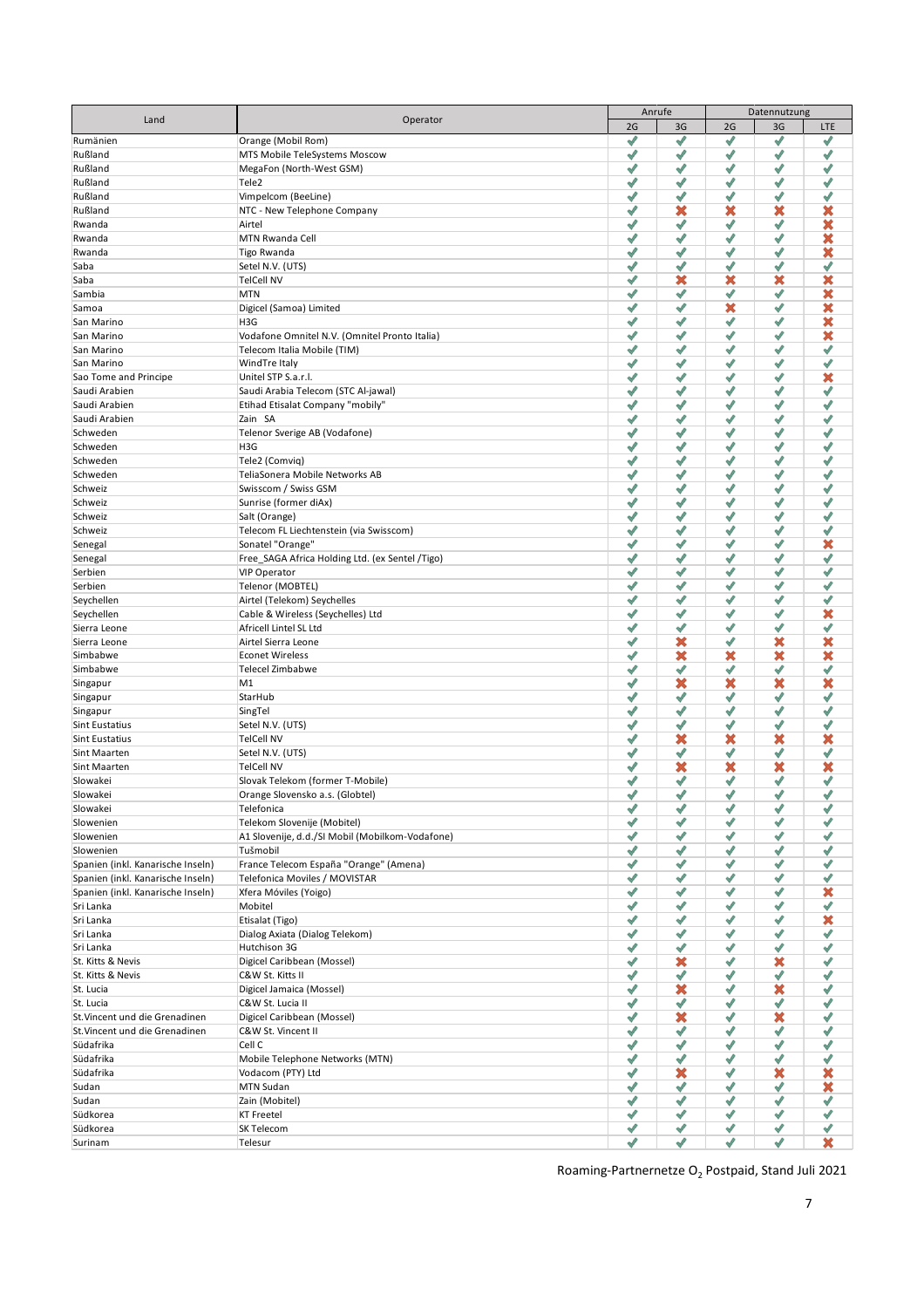| Land | Operator | Anrufe | | Datennutzung | | |
|---|---|---|---|---|---|---|
| | | 2G | 3G | 2G | 3G | LTE |
| Rumänien | Orange (Mobil Rom) | ✔ | ✔ | ✔ | ✔ | ✔ |
| Rußland | MTS Mobile TeleSystems Moscow | ✔ | ✔ | ✔ | ✔ | ✔ |
| Rußland | MegaFon (North-West GSM) | ✔ | ✔ | ✔ | ✔ | ✔ |
| Rußland | Tele2 | ✔ | ✔ | ✔ | ✔ | ✔ |
| Rußland | Vimpelcom (BeeLine) | ✔ | ✔ | ✔ | ✔ | ✔ |
| Rußland | NTC - New Telephone Company | ✔ | ✖ | ✖ | ✖ | ✖ |
| Rwanda | Airtel | ✔ | ✔ | ✔ | ✔ | ✖ |
| Rwanda | MTN Rwanda Cell | ✔ | ✔ | ✔ | ✔ | ✖ |
| Rwanda | Tigo Rwanda | ✔ | ✔ | ✔ | ✔ | ✖ |
| Saba | Setel N.V. (UTS) | ✔ | ✔ | ✔ | ✔ | ✔ |
| Saba | TelCell NV | ✔ | ✖ | ✖ | ✖ | ✖ |
| Sambia | MTN | ✔ | ✔ | ✔ | ✔ | ✖ |
| Samoa | Digicel (Samoa) Limited | ✔ | ✔ | ✖ | ✔ | ✖ |
| San Marino | H3G | ✔ | ✔ | ✔ | ✔ | ✖ |
| San Marino | Vodafone Omnitel N.V. (Omnitel Pronto Italia) | ✔ | ✔ | ✔ | ✔ | ✖ |
| San Marino | Telecom Italia Mobile (TIM) | ✔ | ✔ | ✔ | ✔ | ✔ |
| San Marino | WindTre Italy | ✔ | ✔ | ✔ | ✔ | ✔ |
| Sao Tome and Principe | Unitel STP S.a.r.l. | ✔ | ✔ | ✔ | ✔ | ✖ |
| Saudi Arabien | Saudi Arabia Telecom (STC Al-jawal) | ✔ | ✔ | ✔ | ✔ | ✔ |
| Saudi Arabien | Etihad Etisalat Company "mobily" | ✔ | ✔ | ✔ | ✔ | ✔ |
| Saudi Arabien | Zain SA | ✔ | ✔ | ✔ | ✔ | ✔ |
| Schweden | Telenor Sverige AB (Vodafone) | ✔ | ✔ | ✔ | ✔ | ✔ |
| Schweden | H3G | ✔ | ✔ | ✔ | ✔ | ✔ |
| Schweden | Tele2 (Comviq) | ✔ | ✔ | ✔ | ✔ | ✔ |
| Schweden | TeliaSonera Mobile Networks AB | ✔ | ✔ | ✔ | ✔ | ✔ |
| Schweiz | Swisscom / Swiss GSM | ✔ | ✔ | ✔ | ✔ | ✔ |
| Schweiz | Sunrise (former diAx) | ✔ | ✔ | ✔ | ✔ | ✔ |
| Schweiz | Salt (Orange) | ✔ | ✔ | ✔ | ✔ | ✔ |
| Schweiz | Telecom FL Liechtenstein (via Swisscom) | ✔ | ✔ | ✔ | ✔ | ✔ |
| Senegal | Sonatel "Orange" | ✔ | ✔ | ✔ | ✔ | ✖ |
| Senegal | Free_SAGA Africa Holding Ltd. (ex Sentel /Tigo) | ✔ | ✔ | ✔ | ✔ | ✔ |
| Serbien | VIP Operator | ✔ | ✔ | ✔ | ✔ | ✔ |
| Serbien | Telenor (MOBTEL) | ✔ | ✔ | ✔ | ✔ | ✔ |
| Seychellen | Airtel (Telekom) Seychelles | ✔ | ✔ | ✔ | ✔ | ✔ |
| Seychellen | Cable & Wireless (Seychelles) Ltd | ✔ | ✔ | ✔ | ✔ | ✖ |
| Sierra Leone | Africell Lintel SL Ltd | ✔ | ✔ | ✔ | ✔ | ✔ |
| Sierra Leone | Airtel Sierra Leone | ✔ | ✖ | ✔ | ✖ | ✖ |
| Simbabwe | Econet Wireless | ✔ | ✖ | ✖ | ✖ | ✖ |
| Simbabwe | Telecel Zimbabwe | ✔ | ✔ | ✔ | ✔ | ✔ |
| Singapur | M1 | ✔ | ✖ | ✖ | ✖ | ✖ |
| Singapur | StarHub | ✔ | ✔ | ✔ | ✔ | ✔ |
| Singapur | SingTel | ✔ | ✔ | ✔ | ✔ | ✔ |
| Sint Eustatius | Setel N.V. (UTS) | ✔ | ✔ | ✔ | ✔ | ✔ |
| Sint Eustatius | TelCell NV | ✔ | ✖ | ✖ | ✖ | ✖ |
| Sint Maarten | Setel N.V. (UTS) | ✔ | ✔ | ✔ | ✔ | ✔ |
| Sint Maarten | TelCell NV | ✔ | ✖ | ✖ | ✖ | ✖ |
| Slowakei | Slovak Telekom (former T-Mobile) | ✔ | ✔ | ✔ | ✔ | ✔ |
| Slowakei | Orange Slovensko a.s. (Globtel) | ✔ | ✔ | ✔ | ✔ | ✔ |
| Slowakei | Telefonica | ✔ | ✔ | ✔ | ✔ | ✔ |
| Slowenien | Telekom Slovenije (Mobitel) | ✔ | ✔ | ✔ | ✔ | ✔ |
| Slowenien | A1 Slovenije, d.d./SI Mobil (Mobilkom-Vodafone) | ✔ | ✔ | ✔ | ✔ | ✔ |
| Slowenien | Tušmobil | ✔ | ✔ | ✔ | ✔ | ✔ |
| Spanien (inkl. Kanarische Inseln) | France Telecom España "Orange" (Amena) | ✔ | ✔ | ✔ | ✔ | ✔ |
| Spanien (inkl. Kanarische Inseln) | Telefonica Moviles / MOVISTAR | ✔ | ✔ | ✔ | ✔ | ✔ |
| Spanien (inkl. Kanarische Inseln) | Xfera Móviles (Yoigo) | ✔ | ✔ | ✔ | ✔ | ✖ |
| Sri Lanka | Mobitel | ✔ | ✔ | ✔ | ✔ | ✔ |
| Sri Lanka | Etisalat (Tigo) | ✔ | ✔ | ✔ | ✔ | ✖ |
| Sri Lanka | Dialog Axiata (Dialog Telekom) | ✔ | ✔ | ✔ | ✔ | ✔ |
| Sri Lanka | Hutchison 3G | ✔ | ✔ | ✔ | ✔ | ✔ |
| St. Kitts & Nevis | Digicel Caribbean (Mossel) | ✔ | ✖ | ✔ | ✖ | ✔ |
| St. Kitts & Nevis | C&W St. Kitts II | ✔ | ✔ | ✔ | ✔ | ✔ |
| St. Lucia | Digicel Jamaica (Mossel) | ✔ | ✖ | ✔ | ✖ | ✔ |
| St. Lucia | C&W St. Lucia II | ✔ | ✔ | ✔ | ✔ | ✔ |
| St.Vincent und die Grenadinen | Digicel Caribbean (Mossel) | ✔ | ✖ | ✔ | ✖ | ✔ |
| St.Vincent und die Grenadinen | C&W St. Vincent II | ✔ | ✔ | ✔ | ✔ | ✔ |
| Südafrika | Cell C | ✔ | ✔ | ✔ | ✔ | ✔ |
| Südafrika | Mobile Telephone Networks (MTN) | ✔ | ✔ | ✔ | ✔ | ✔ |
| Südafrika | Vodacom (PTY) Ltd | ✔ | ✖ | ✔ | ✖ | ✖ |
| Sudan | MTN Sudan | ✔ | ✔ | ✔ | ✔ | ✖ |
| Sudan | Zain (Mobitel) | ✔ | ✔ | ✔ | ✔ | ✔ |
| Südkorea | KT Freetel | ✔ | ✔ | ✔ | ✔ | ✔ |
| Südkorea | SK Telecom | ✔ | ✔ | ✔ | ✔ | ✔ |
| Surinam | Telesur | ✔ | ✔ | ✔ | ✔ | ✖ |

Roaming-Partnernetze $O_2$ Postpaid, Stand Juli 2021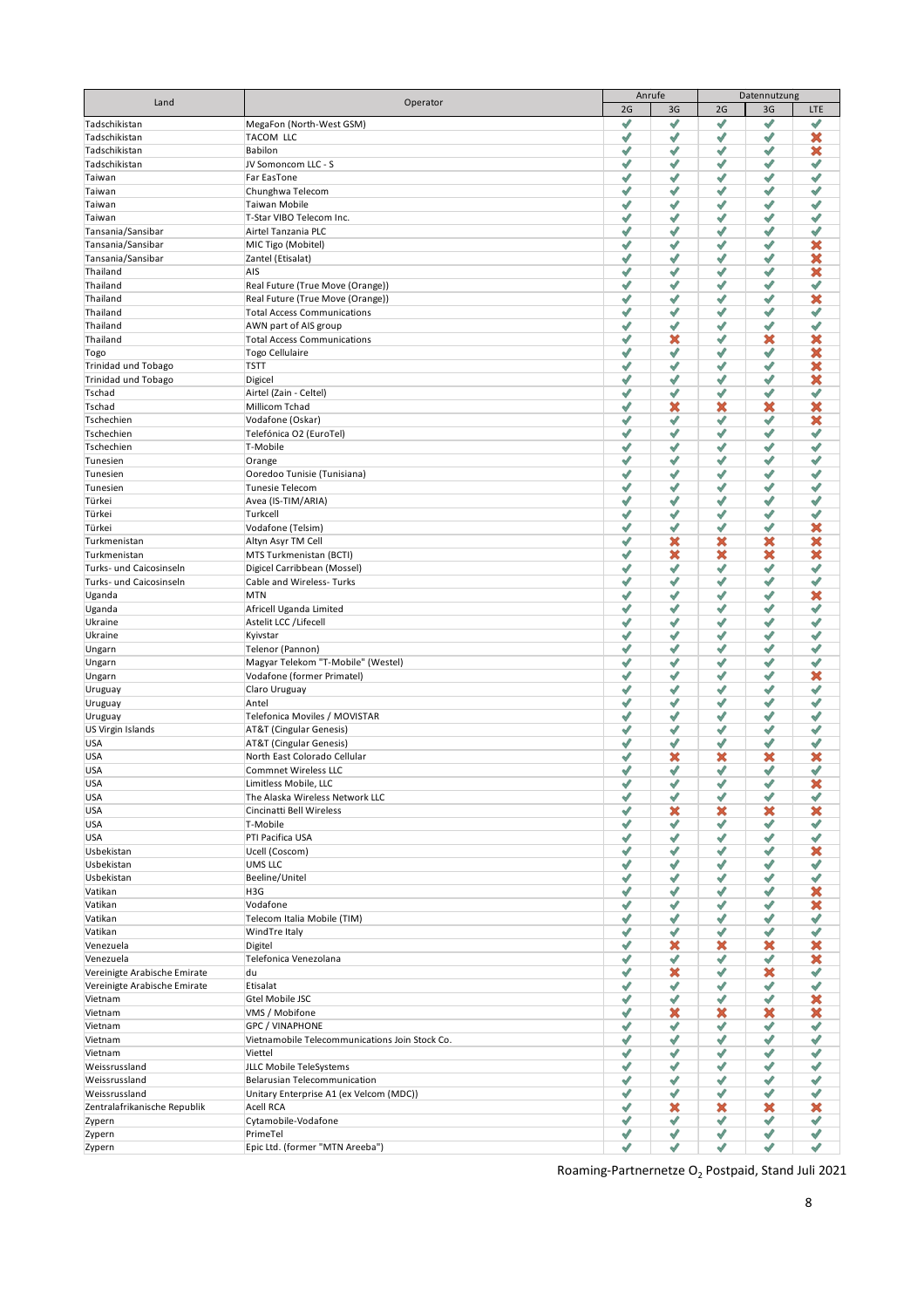| Land | Operator | Anrufe | | Datennutzung | | |
|---|---|---|---|---|---|---|
| | | 2G | 3G | 2G | 3G | LTE |
| Tadschikistan | MegaFon (North-West GSM) | ✔ | ✔ | ✔ | ✔ | ✔ |
| Tadschikistan | TACOM LLC | ✔ | ✔ | ✔ | ✔ | ✖ |
| Tadschikistan | Babilon | ✔ | ✔ | ✔ | ✔ | ✖ |
| Tadschikistan | JV Somoncom LLC - S | ✔ | ✔ | ✔ | ✔ | ✔ |
| Taiwan | Far EasTone | ✔ | ✔ | ✔ | ✔ | ✔ |
| Taiwan | Chunghwa Telecom | ✔ | ✔ | ✔ | ✔ | ✔ |
| Taiwan | Taiwan Mobile | ✔ | ✔ | ✔ | ✔ | ✔ |
| Taiwan | T-Star VIBO Telecom Inc. | ✔ | ✔ | ✔ | ✔ | ✔ |
| Tansania/Sansibar | Airtel Tanzania PLC | ✔ | ✔ | ✔ | ✔ | ✔ |
| Tansania/Sansibar | MIC Tigo (Mobitel) | ✔ | ✔ | ✔ | ✔ | ✖ |
| Tansania/Sansibar | Zantel (Etisalat) | ✔ | ✔ | ✔ | ✔ | ✖ |
| Thailand | AIS | ✔ | ✔ | ✔ | ✔ | ✖ |
| Thailand | Real Future (True Move (Orange)) | ✔ | ✔ | ✔ | ✔ | ✔ |
| Thailand | Real Future (True Move (Orange)) | ✔ | ✔ | ✔ | ✔ | ✖ |
| Thailand | Total Access Communications | ✔ | ✔ | ✔ | ✔ | ✔ |
| Thailand | AWN part of AIS group | ✔ | ✔ | ✔ | ✔ | ✔ |
| Thailand | Total Access Communications | ✔ | ✖ | ✔ | ✖ | ✖ |
| Togo | Togo Cellulaire | ✔ | ✔ | ✔ | ✔ | ✖ |
| Trinidad und Tobago | TSTT | ✔ | ✔ | ✔ | ✔ | ✖ |
| Trinidad und Tobago | Digicel | ✔ | ✔ | ✔ | ✔ | ✖ |
| Tschad | Airtel (Zain - Celtel) | ✔ | ✔ | ✔ | ✔ | ✔ |
| Tschad | Millicom Tchad | ✔ | ✖ | ✖ | ✖ | ✖ |
| Tschechien | Vodafone (Oskar) | ✔ | ✔ | ✔ | ✔ | ✖ |
| Tschechien | Telefónica O2 (EuroTel) | ✔ | ✔ | ✔ | ✔ | ✔ |
| Tschechien | T-Mobile | ✔ | ✔ | ✔ | ✔ | ✔ |
| Tunesien | Orange | ✔ | ✔ | ✔ | ✔ | ✔ |
| Tunesien | Ooredoo Tunisie (Tunisiana) | ✔ | ✔ | ✔ | ✔ | ✔ |
| Tunesien | Tunesie Telecom | ✔ | ✔ | ✔ | ✔ | ✔ |
| Türkei | Avea (IS-TIM/ARIA) | ✔ | ✔ | ✔ | ✔ | ✔ |
| Türkei | Turkcell | ✔ | ✔ | ✔ | ✔ | ✔ |
| Türkei | Vodafone (Telsim) | ✔ | ✔ | ✔ | ✔ | ✖ |
| Turkmenistan | Altyn Asyr TM Cell | ✔ | ✖ | ✖ | ✖ | ✖ |
| Turkmenistan | MTS Turkmenistan (BCTI) | ✔ | ✖ | ✖ | ✖ | ✖ |
| Turks- und Caicosinseln | Digicel Carribbean (Mossel) | ✔ | ✔ | ✔ | ✔ | ✔ |
| Turks- und Caicosinseln | Cable and Wireless- Turks | ✔ | ✔ | ✔ | ✔ | ✔ |
| Uganda | MTN | ✔ | ✔ | ✔ | ✔ | ✖ |
| Uganda | Africell Uganda Limited | ✔ | ✔ | ✔ | ✔ | ✔ |
| Ukraine | Astelit LCC /Lifecell | ✔ | ✔ | ✔ | ✔ | ✔ |
| Ukraine | Kyivstar | ✔ | ✔ | ✔ | ✔ | ✔ |
| Ungarn | Telenor (Pannon) | ✔ | ✔ | ✔ | ✔ | ✔ |
| Ungarn | Magyar Telekom "T-Mobile" (Westel) | ✔ | ✔ | ✔ | ✔ | ✔ |
| Ungarn | Vodafone (former Primatel) | ✔ | ✔ | ✔ | ✔ | ✖ |
| Uruguay | Claro Uruguay | ✔ | ✔ | ✔ | ✔ | ✔ |
| Uruguay | Antel | ✔ | ✔ | ✔ | ✔ | ✔ |
| Uruguay | Telefonica Moviles / MOVISTAR | ✔ | ✔ | ✔ | ✔ | ✔ |
| US Virgin Islands | AT&T (Cingular Genesis) | ✔ | ✔ | ✔ | ✔ | ✔ |
| USA | AT&T (Cingular Genesis) | ✔ | ✔ | ✔ | ✔ | ✔ |
| USA | North East Colorado Cellular | ✔ | ✖ | ✖ | ✖ | ✖ |
| USA | Commnet Wireless LLC | ✔ | ✔ | ✔ | ✔ | ✔ |
| USA | Limitless Mobile, LLC | ✔ | ✔ | ✔ | ✔ | ✖ |
| USA | The Alaska Wireless Network LLC | ✔ | ✔ | ✔ | ✔ | ✔ |
| USA | Cincinatti Bell Wireless | ✔ | ✖ | ✖ | ✖ | ✖ |
| USA | T-Mobile | ✔ | ✔ | ✔ | ✔ | ✔ |
| USA | PTI Pacifica USA | ✔ | ✔ | ✔ | ✔ | ✔ |
| Usbekistan | Ucell (Coscom) | ✔ | ✔ | ✔ | ✔ | ✖ |
| Usbekistan | UMS LLC | ✔ | ✔ | ✔ | ✔ | ✔ |
| Usbekistan | Beeline/Unitel | ✔ | ✔ | ✔ | ✔ | ✔ |
| Vatikan | H3G | ✔ | ✔ | ✔ | ✔ | ✖ |
| Vatikan | Vodafone | ✔ | ✔ | ✔ | ✔ | ✖ |
| Vatikan | Telecom Italia Mobile (TIM) | ✔ | ✔ | ✔ | ✔ | ✔ |
| Vatikan | WindTre Italy | ✔ | ✔ | ✔ | ✔ | ✔ |
| Venezuela | Digitel | ✔ | ✖ | ✖ | ✖ | ✖ |
| Venezuela | Telefonica Venezolana | ✔ | ✔ | ✔ | ✔ | ✖ |
| Vereinigte Arabische Emirate | du | ✔ | ✖ | ✔ | ✖ | ✔ |
| Vereinigte Arabische Emirate | Etisalat | ✔ | ✔ | ✔ | ✔ | ✔ |
| Vietnam | Gtel Mobile JSC | ✔ | ✔ | ✔ | ✔ | ✖ |
| Vietnam | VMS / Mobifone | ✔ | ✖ | ✖ | ✖ | ✖ |
| Vietnam | GPC / VINAPHONE | ✔ | ✔ | ✔ | ✔ | ✔ |
| Vietnam | Vietnamobile Telecommunications Join Stock Co. | ✔ | ✔ | ✔ | ✔ | ✔ |
| Vietnam | Viettel | ✔ | ✔ | ✔ | ✔ | ✔ |
| Weissrussland | JLLC Mobile TeleSystems | ✔ | ✔ | ✔ | ✔ | ✔ |
| Weissrussland | Belarusian Telecommunication | ✔ | ✔ | ✔ | ✔ | ✔ |
| Weissrussland | Unitary Enterprise A1 (ex Velcom (MDC)) | ✔ | ✔ | ✔ | ✔ | ✔ |
| Zentralafrikanische Republik | Acell RCA | ✔ | ✖ | ✖ | ✖ | ✖ |
| Zypern | Cytamobile-Vodafone | ✔ | ✔ | ✔ | ✔ | ✔ |
| Zypern | PrimeTel | ✔ | ✔ | ✔ | ✔ | ✔ |
| Zypern | Epic Ltd. (former "MTN Areeba") | ✔ | ✔ | ✔ | ✔ | ✔ |

Roaming-Partnernetze $O_2$ Postpaid, Stand Juli 2021